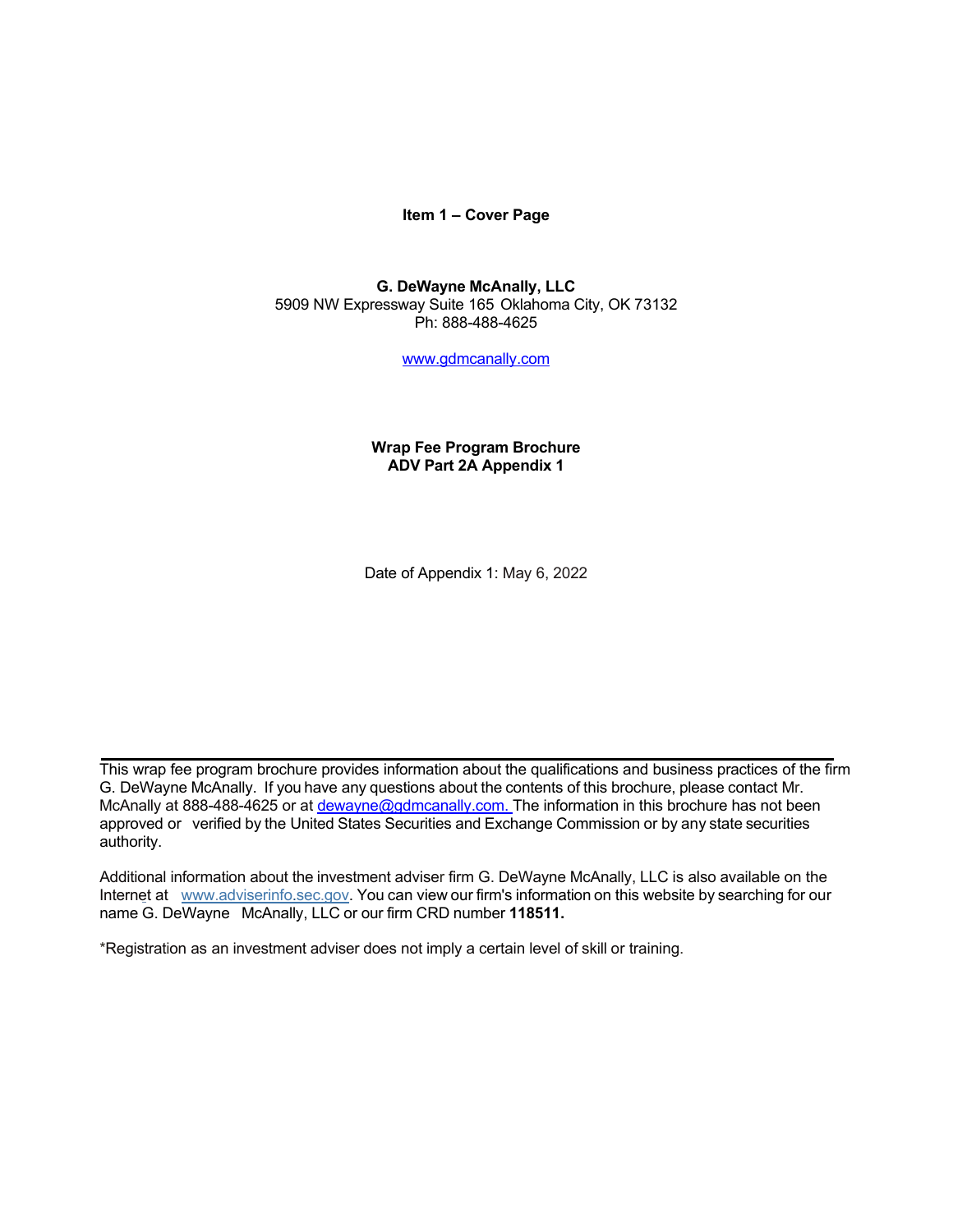**Item 1 – Cover Page**

**G. DeWayne McAnally, LLC**
5909 NW Expressway Suite 165 Oklahoma City, OK 73132
Ph: 888-488-4625

www.gdmcanally.com

**Wrap Fee Program Brochure**
**ADV Part 2A Appendix 1**

Date of Appendix 1: May 6, 2022

---

This wrap fee program brochure provides information about the qualifications and business practices of the firm G. DeWayne McAnally. If you have any questions about the contents of this brochure, please contact Mr. McAnally at 888-488-4625 or at dewayne@gdmcanally.com. The information in this brochure has not been approved or verified by the United States Securities and Exchange Commission or by any state securities authority.

Additional information about the investment adviser firm G. DeWayne McAnally, LLC is also available on the Internet at www.adviserinfo.sec.gov. You can view our firm's information on this website by searching for our name G. DeWayne McAnally, LLC or our firm CRD number **118511.**

*Registration as an investment adviser does not imply a certain level of skill or training.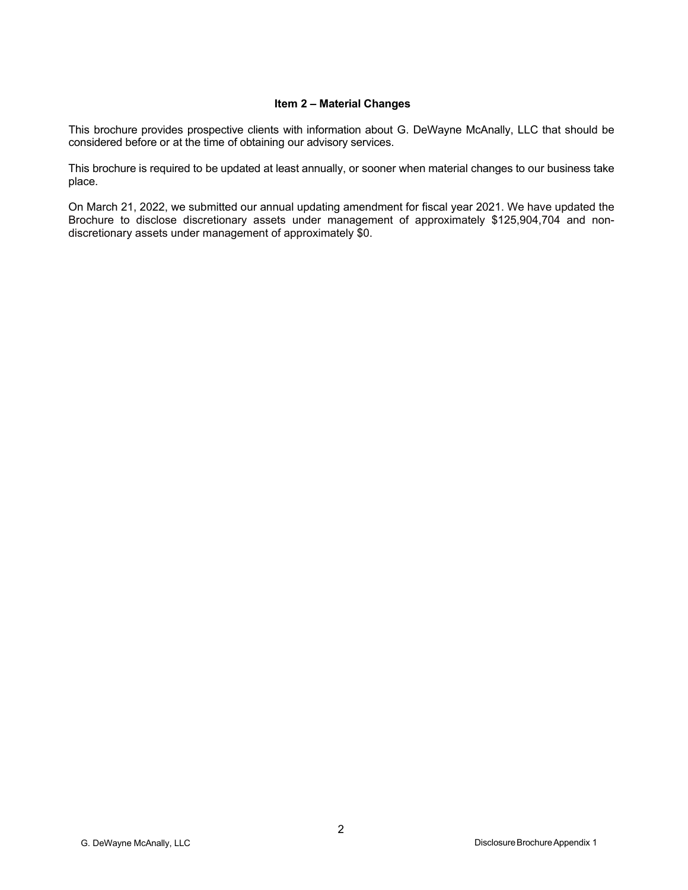## Item 2 – Material Changes

This brochure provides prospective clients with information about G. DeWayne McAnally, LLC that should be considered before or at the time of obtaining our advisory services.

This brochure is required to be updated at least annually, or sooner when material changes to our business take place.

On March 21, 2022, we submitted our annual updating amendment for fiscal year 2021. We have updated the Brochure to disclose discretionary assets under management of approximately $125,904,704 and non-discretionary assets under management of approximately $0.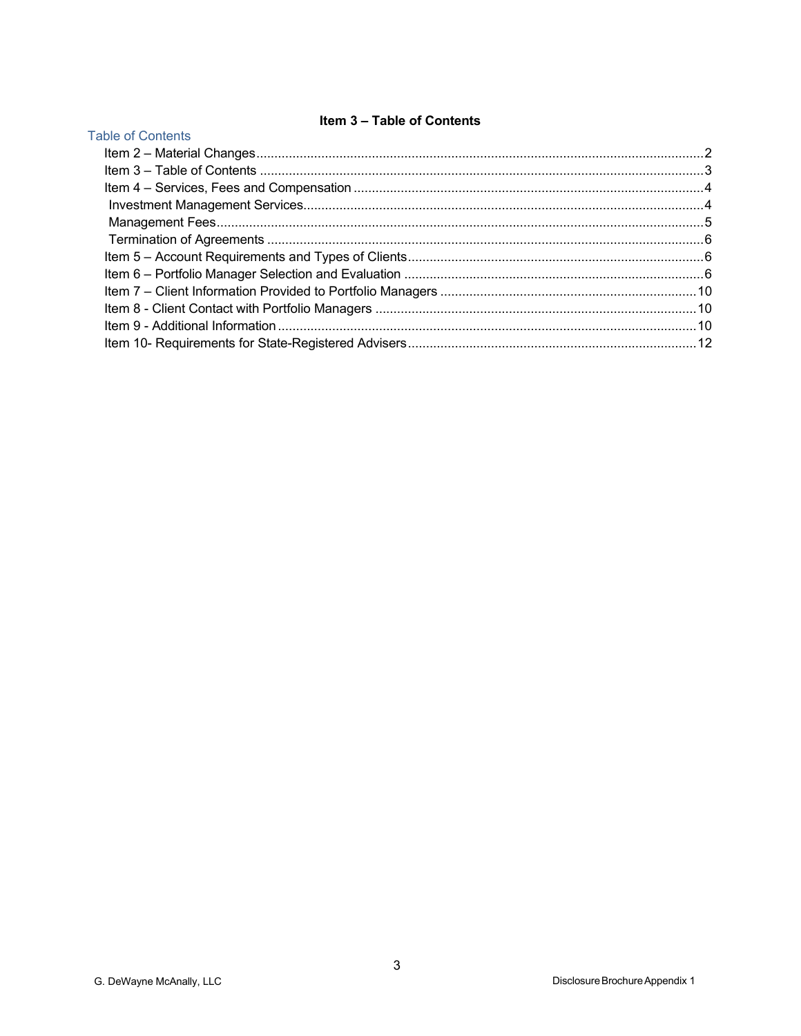**Item 3 – Table of Contents**

Table of Contents

- Item 2 – Material Changes ........................................ 2
- Item 3 – Table of Contents ........................................ 3
- Item 4 – Services, Fees and Compensation ........................................ 4
  - Investment Management Services ........................................ 4
  - Management Fees ........................................ 5
  - Termination of Agreements ........................................ 6
- Item 5 – Account Requirements and Types of Clients ........................................ 6
- Item 6 – Portfolio Manager Selection and Evaluation ........................................ 6
- Item 7 – Client Information Provided to Portfolio Managers ........................................ 10
- Item 8 - Client Contact with Portfolio Managers ........................................ 10
- Item 9 - Additional Information ........................................ 10
- Item 10- Requirements for State-Registered Advisers ........................................ 12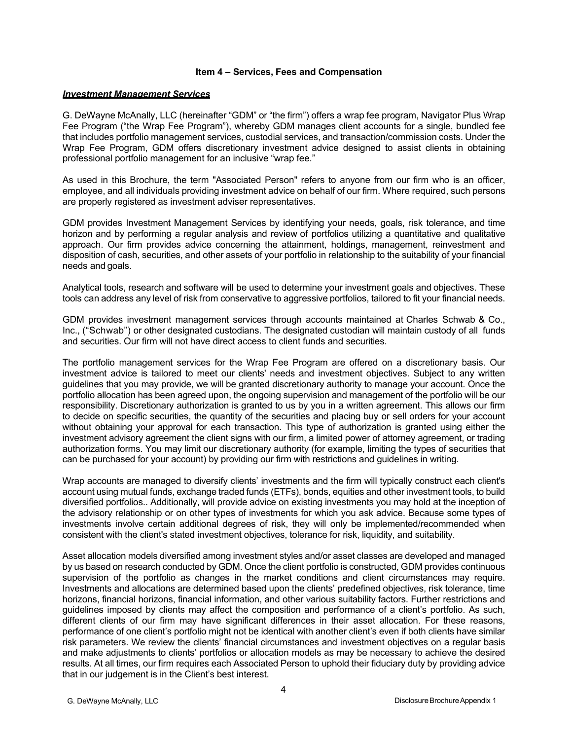## Item 4 – Services, Fees and Compensation

### ***Investment Management Services***

G. DeWayne McAnally, LLC (hereinafter "GDM" or "the firm") offers a wrap fee program, Navigator Plus Wrap Fee Program ("the Wrap Fee Program"), whereby GDM manages client accounts for a single, bundled fee that includes portfolio management services, custodial services, and transaction/commission costs. Under the Wrap Fee Program, GDM offers discretionary investment advice designed to assist clients in obtaining professional portfolio management for an inclusive "wrap fee."

As used in this Brochure, the term "Associated Person" refers to anyone from our firm who is an officer, employee, and all individuals providing investment advice on behalf of our firm. Where required, such persons are properly registered as investment adviser representatives.

GDM provides Investment Management Services by identifying your needs, goals, risk tolerance, and time horizon and by performing a regular analysis and review of portfolios utilizing a quantitative and qualitative approach. Our firm provides advice concerning the attainment, holdings, management, reinvestment and disposition of cash, securities, and other assets of your portfolio in relationship to the suitability of your financial needs and goals.

Analytical tools, research and software will be used to determine your investment goals and objectives. These tools can address any level of risk from conservative to aggressive portfolios, tailored to fit your financial needs.

GDM provides investment management services through accounts maintained at Charles Schwab & Co., Inc., ("Schwab") or other designated custodians. The designated custodian will maintain custody of all funds and securities. Our firm will not have direct access to client funds and securities.

The portfolio management services for the Wrap Fee Program are offered on a discretionary basis. Our investment advice is tailored to meet our clients' needs and investment objectives. Subject to any written guidelines that you may provide, we will be granted discretionary authority to manage your account. Once the portfolio allocation has been agreed upon, the ongoing supervision and management of the portfolio will be our responsibility. Discretionary authorization is granted to us by you in a written agreement. This allows our firm to decide on specific securities, the quantity of the securities and placing buy or sell orders for your account without obtaining your approval for each transaction. This type of authorization is granted using either the investment advisory agreement the client signs with our firm, a limited power of attorney agreement, or trading authorization forms. You may limit our discretionary authority (for example, limiting the types of securities that can be purchased for your account) by providing our firm with restrictions and guidelines in writing.

Wrap accounts are managed to diversify clients' investments and the firm will typically construct each client's account using mutual funds, exchange traded funds (ETFs), bonds, equities and other investment tools, to build diversified portfolios.. Additionally, will provide advice on existing investments you may hold at the inception of the advisory relationship or on other types of investments for which you ask advice. Because some types of investments involve certain additional degrees of risk, they will only be implemented/recommended when consistent with the client's stated investment objectives, tolerance for risk, liquidity, and suitability.

Asset allocation models diversified among investment styles and/or asset classes are developed and managed by us based on research conducted by GDM. Once the client portfolio is constructed, GDM provides continuous supervision of the portfolio as changes in the market conditions and client circumstances may require. Investments and allocations are determined based upon the clients' predefined objectives, risk tolerance, time horizons, financial horizons, financial information, and other various suitability factors. Further restrictions and guidelines imposed by clients may affect the composition and performance of a client's portfolio. As such, different clients of our firm may have significant differences in their asset allocation. For these reasons, performance of one client's portfolio might not be identical with another client's even if both clients have similar risk parameters. We review the clients' financial circumstances and investment objectives on a regular basis and make adjustments to clients' portfolios or allocation models as may be necessary to achieve the desired results. At all times, our firm requires each Associated Person to uphold their fiduciary duty by providing advice that in our judgement is in the Client's best interest.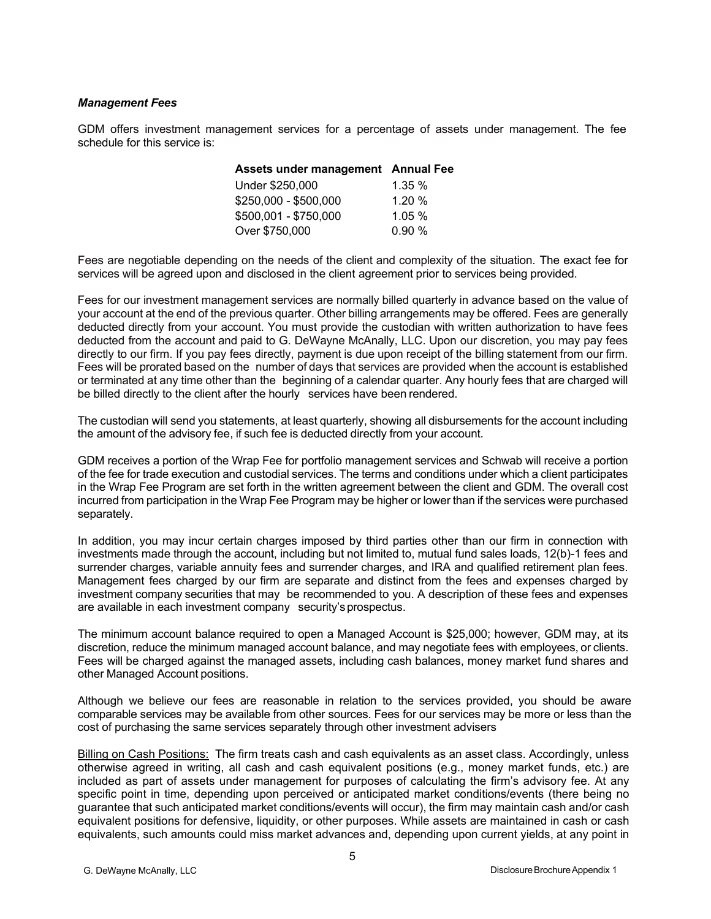### *Management Fees*

GDM offers investment management services for a percentage of assets under management. The fee schedule for this service is:

| Assets under management | Annual Fee |
|---|---|
| Under $250,000 | 1.35 % |
| $250,000 - $500,000 | 1.20 % |
| $500,001 - $750,000 | 1.05 % |
| Over $750,000 | 0.90 % |

Fees are negotiable depending on the needs of the client and complexity of the situation. The exact fee for services will be agreed upon and disclosed in the client agreement prior to services being provided.

Fees for our investment management services are normally billed quarterly in advance based on the value of your account at the end of the previous quarter. Other billing arrangements may be offered. Fees are generally deducted directly from your account. You must provide the custodian with written authorization to have fees deducted from the account and paid to G. DeWayne McAnally, LLC. Upon our discretion, you may pay fees directly to our firm. If you pay fees directly, payment is due upon receipt of the billing statement from our firm. Fees will be prorated based on the number of days that services are provided when the account is established or terminated at any time other than the beginning of a calendar quarter. Any hourly fees that are charged will be billed directly to the client after the hourly services have been rendered.

The custodian will send you statements, at least quarterly, showing all disbursements for the account including the amount of the advisory fee, if such fee is deducted directly from your account.

GDM receives a portion of the Wrap Fee for portfolio management services and Schwab will receive a portion of the fee for trade execution and custodial services. The terms and conditions under which a client participates in the Wrap Fee Program are set forth in the written agreement between the client and GDM. The overall cost incurred from participation in the Wrap Fee Program may be higher or lower than if the services were purchased separately.

In addition, you may incur certain charges imposed by third parties other than our firm in connection with investments made through the account, including but not limited to, mutual fund sales loads, 12(b)-1 fees and surrender charges, variable annuity fees and surrender charges, and IRA and qualified retirement plan fees. Management fees charged by our firm are separate and distinct from the fees and expenses charged by investment company securities that may be recommended to you. A description of these fees and expenses are available in each investment company security's prospectus.

The minimum account balance required to open a Managed Account is $25,000; however, GDM may, at its discretion, reduce the minimum managed account balance, and may negotiate fees with employees, or clients. Fees will be charged against the managed assets, including cash balances, money market fund shares and other Managed Account positions.

Although we believe our fees are reasonable in relation to the services provided, you should be aware comparable services may be available from other sources. Fees for our services may be more or less than the cost of purchasing the same services separately through other investment advisers

Billing on Cash Positions: The firm treats cash and cash equivalents as an asset class. Accordingly, unless otherwise agreed in writing, all cash and cash equivalent positions (e.g., money market funds, etc.) are included as part of assets under management for purposes of calculating the firm's advisory fee. At any specific point in time, depending upon perceived or anticipated market conditions/events (there being no guarantee that such anticipated market conditions/events will occur), the firm may maintain cash and/or cash equivalent positions for defensive, liquidity, or other purposes. While assets are maintained in cash or cash equivalents, such amounts could miss market advances and, depending upon current yields, at any point in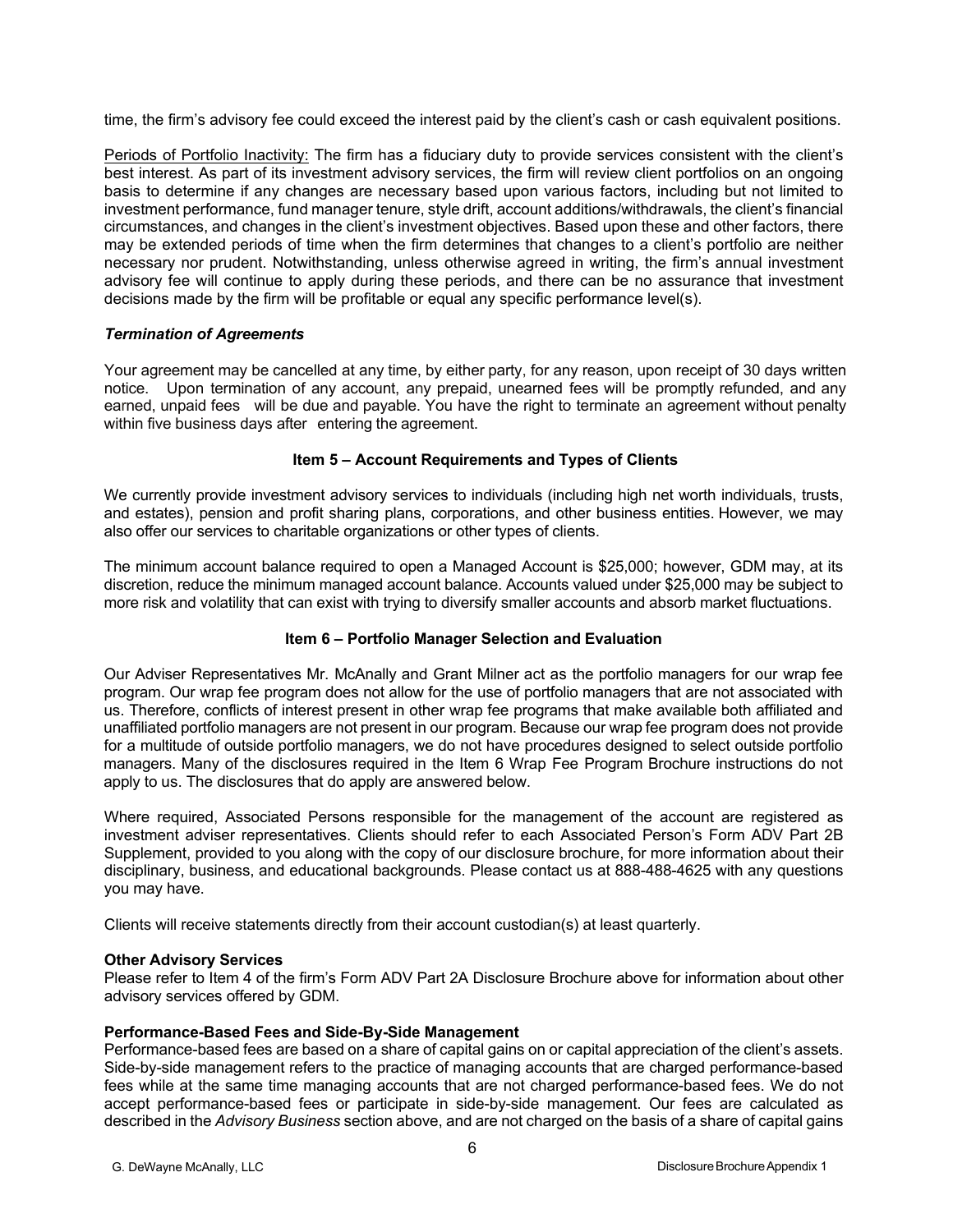time, the firm's advisory fee could exceed the interest paid by the client's cash or cash equivalent positions.

Periods of Portfolio Inactivity: The firm has a fiduciary duty to provide services consistent with the client's best interest. As part of its investment advisory services, the firm will review client portfolios on an ongoing basis to determine if any changes are necessary based upon various factors, including but not limited to investment performance, fund manager tenure, style drift, account additions/withdrawals, the client's financial circumstances, and changes in the client's investment objectives. Based upon these and other factors, there may be extended periods of time when the firm determines that changes to a client's portfolio are neither necessary nor prudent. Notwithstanding, unless otherwise agreed in writing, the firm's annual investment advisory fee will continue to apply during these periods, and there can be no assurance that investment decisions made by the firm will be profitable or equal any specific performance level(s).

### *Termination of Agreements*

Your agreement may be cancelled at any time, by either party, for any reason, upon receipt of 30 days written notice. Upon termination of any account, any prepaid, unearned fees will be promptly refunded, and any earned, unpaid fees will be due and payable. You have the right to terminate an agreement without penalty within five business days after entering the agreement.

## Item 5 – Account Requirements and Types of Clients

We currently provide investment advisory services to individuals (including high net worth individuals, trusts, and estates), pension and profit sharing plans, corporations, and other business entities. However, we may also offer our services to charitable organizations or other types of clients.

The minimum account balance required to open a Managed Account is $25,000; however, GDM may, at its discretion, reduce the minimum managed account balance. Accounts valued under $25,000 may be subject to more risk and volatility that can exist with trying to diversify smaller accounts and absorb market fluctuations.

## Item 6 – Portfolio Manager Selection and Evaluation

Our Adviser Representatives Mr. McAnally and Grant Milner act as the portfolio managers for our wrap fee program. Our wrap fee program does not allow for the use of portfolio managers that are not associated with us. Therefore, conflicts of interest present in other wrap fee programs that make available both affiliated and unaffiliated portfolio managers are not present in our program. Because our wrap fee program does not provide for a multitude of outside portfolio managers, we do not have procedures designed to select outside portfolio managers. Many of the disclosures required in the Item 6 Wrap Fee Program Brochure instructions do not apply to us. The disclosures that do apply are answered below.

Where required, Associated Persons responsible for the management of the account are registered as investment adviser representatives. Clients should refer to each Associated Person's Form ADV Part 2B Supplement, provided to you along with the copy of our disclosure brochure, for more information about their disciplinary, business, and educational backgrounds. Please contact us at 888-488-4625 with any questions you may have.

Clients will receive statements directly from their account custodian(s) at least quarterly.

**Other Advisory Services**

Please refer to Item 4 of the firm's Form ADV Part 2A Disclosure Brochure above for information about other advisory services offered by GDM.

**Performance-Based Fees and Side-By-Side Management**

Performance-based fees are based on a share of capital gains on or capital appreciation of the client's assets. Side-by-side management refers to the practice of managing accounts that are charged performance-based fees while at the same time managing accounts that are not charged performance-based fees. We do not accept performance-based fees or participate in side-by-side management. Our fees are calculated as described in the *Advisory Business* section above, and are not charged on the basis of a share of capital gains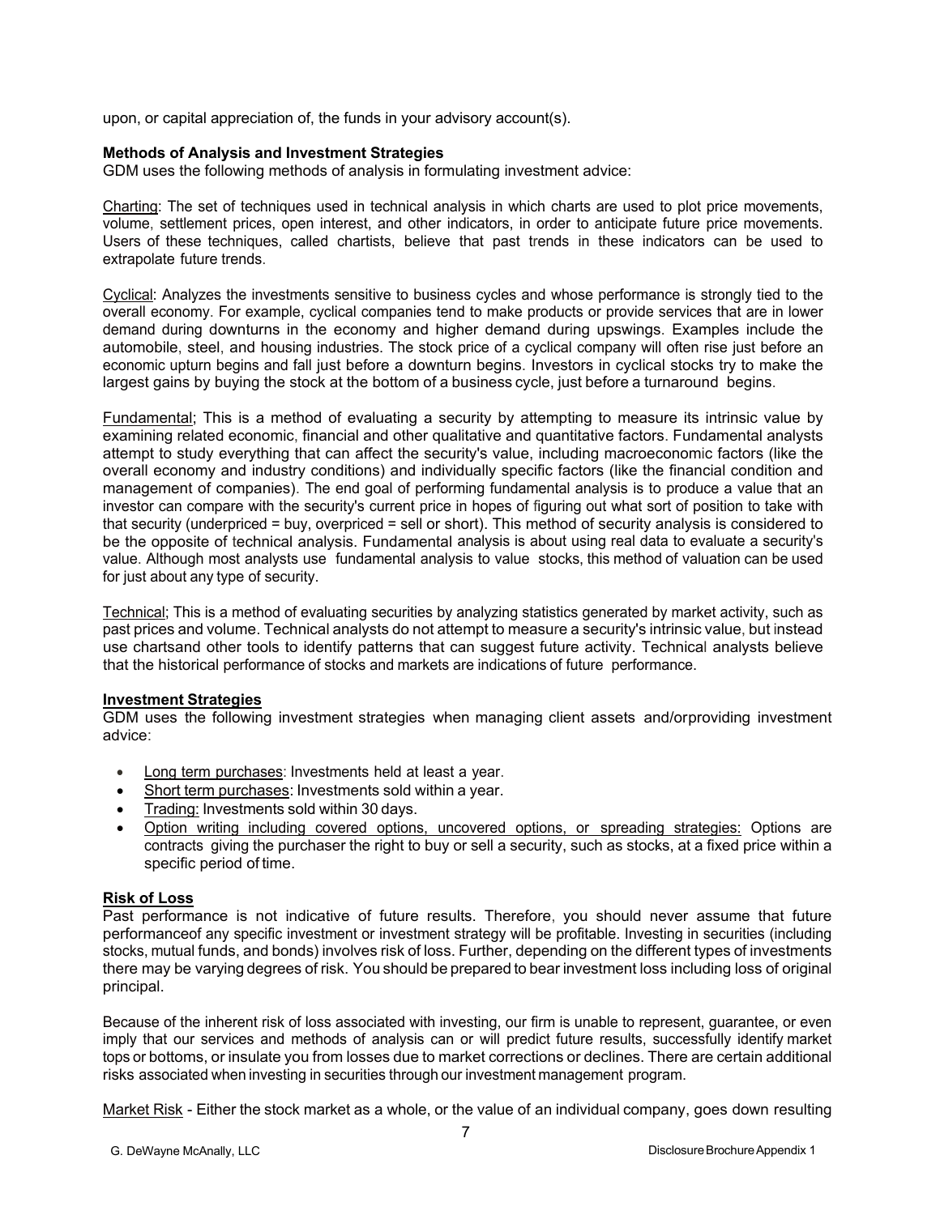upon, or capital appreciation of, the funds in your advisory account(s).

**Methods of Analysis and Investment Strategies**

GDM uses the following methods of analysis in formulating investment advice:

Charting: The set of techniques used in technical analysis in which charts are used to plot price movements, volume, settlement prices, open interest, and other indicators, in order to anticipate future price movements. Users of these techniques, called chartists, believe that past trends in these indicators can be used to extrapolate future trends.

Cyclical: Analyzes the investments sensitive to business cycles and whose performance is strongly tied to the overall economy. For example, cyclical companies tend to make products or provide services that are in lower demand during downturns in the economy and higher demand during upswings. Examples include the automobile, steel, and housing industries. The stock price of a cyclical company will often rise just before an economic upturn begins and fall just before a downturn begins. Investors in cyclical stocks try to make the largest gains by buying the stock at the bottom of a business cycle, just before a turnaround begins.

Fundamental; This is a method of evaluating a security by attempting to measure its intrinsic value by examining related economic, financial and other qualitative and quantitative factors. Fundamental analysts attempt to study everything that can affect the security's value, including macroeconomic factors (like the overall economy and industry conditions) and individually specific factors (like the financial condition and management of companies). The end goal of performing fundamental analysis is to produce a value that an investor can compare with the security's current price in hopes of figuring out what sort of position to take with that security (underpriced = buy, overpriced = sell or short). This method of security analysis is considered to be the opposite of technical analysis. Fundamental analysis is about using real data to evaluate a security's value. Although most analysts use fundamental analysis to value stocks, this method of valuation can be used for just about any type of security.

Technical; This is a method of evaluating securities by analyzing statistics generated by market activity, such as past prices and volume. Technical analysts do not attempt to measure a security's intrinsic value, but instead use chartsand other tools to identify patterns that can suggest future activity. Technical analysts believe that the historical performance of stocks and markets are indications of future performance.

**Investment Strategies**

GDM uses the following investment strategies when managing client assets and/orproviding investment advice:

- Long term purchases: Investments held at least a year.
- Short term purchases: Investments sold within a year.
- Trading: Investments sold within 30 days.
- Option writing including covered options, uncovered options, or spreading strategies: Options are contracts giving the purchaser the right to buy or sell a security, such as stocks, at a fixed price within a specific period of time.

**Risk of Loss**

Past performance is not indicative of future results. Therefore, you should never assume that future performanceof any specific investment or investment strategy will be profitable. Investing in securities (including stocks, mutual funds, and bonds) involves risk of loss. Further, depending on the different types of investments there may be varying degrees of risk. You should be prepared to bear investment loss including loss of original principal.

Because of the inherent risk of loss associated with investing, our firm is unable to represent, guarantee, or even imply that our services and methods of analysis can or will predict future results, successfully identify market tops or bottoms, or insulate you from losses due to market corrections or declines. There are certain additional risks associated when investing in securities through our investment management program.

Market Risk - Either the stock market as a whole, or the value of an individual company, goes down resulting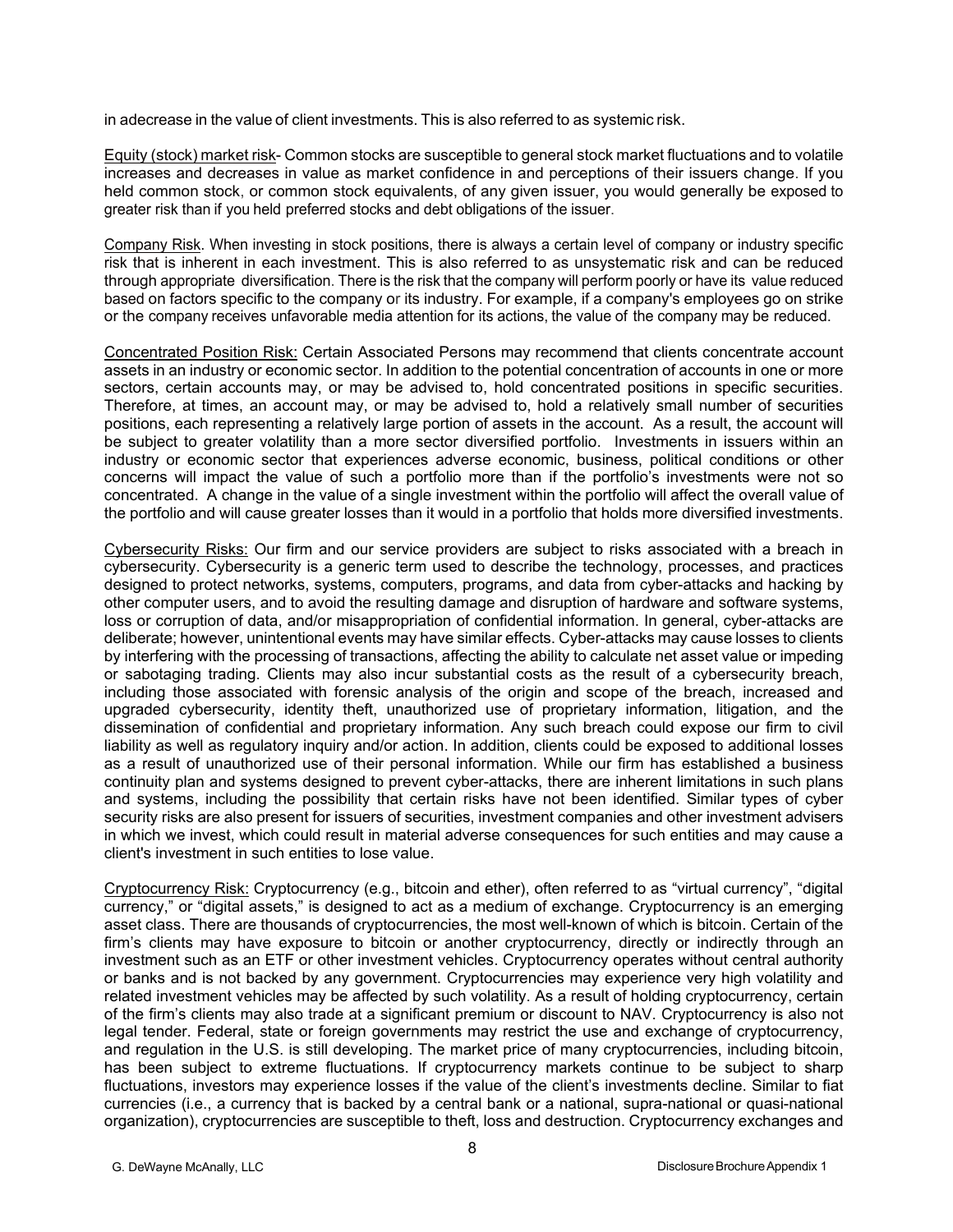in adecrease in the value of client investments. This is also referred to as systemic risk.

Equity (stock) market risk- Common stocks are susceptible to general stock market fluctuations and to volatile increases and decreases in value as market confidence in and perceptions of their issuers change. If you held common stock, or common stock equivalents, of any given issuer, you would generally be exposed to greater risk than if you held preferred stocks and debt obligations of the issuer.

Company Risk. When investing in stock positions, there is always a certain level of company or industry specific risk that is inherent in each investment. This is also referred to as unsystematic risk and can be reduced through appropriate diversification. There is the risk that the company will perform poorly or have its value reduced based on factors specific to the company or its industry. For example, if a company's employees go on strike or the company receives unfavorable media attention for its actions, the value of the company may be reduced.

Concentrated Position Risk: Certain Associated Persons may recommend that clients concentrate account assets in an industry or economic sector. In addition to the potential concentration of accounts in one or more sectors, certain accounts may, or may be advised to, hold concentrated positions in specific securities. Therefore, at times, an account may, or may be advised to, hold a relatively small number of securities positions, each representing a relatively large portion of assets in the account. As a result, the account will be subject to greater volatility than a more sector diversified portfolio. Investments in issuers within an industry or economic sector that experiences adverse economic, business, political conditions or other concerns will impact the value of such a portfolio more than if the portfolio's investments were not so concentrated. A change in the value of a single investment within the portfolio will affect the overall value of the portfolio and will cause greater losses than it would in a portfolio that holds more diversified investments.

Cybersecurity Risks: Our firm and our service providers are subject to risks associated with a breach in cybersecurity. Cybersecurity is a generic term used to describe the technology, processes, and practices designed to protect networks, systems, computers, programs, and data from cyber-attacks and hacking by other computer users, and to avoid the resulting damage and disruption of hardware and software systems, loss or corruption of data, and/or misappropriation of confidential information. In general, cyber-attacks are deliberate; however, unintentional events may have similar effects. Cyber-attacks may cause losses to clients by interfering with the processing of transactions, affecting the ability to calculate net asset value or impeding or sabotaging trading. Clients may also incur substantial costs as the result of a cybersecurity breach, including those associated with forensic analysis of the origin and scope of the breach, increased and upgraded cybersecurity, identity theft, unauthorized use of proprietary information, litigation, and the dissemination of confidential and proprietary information. Any such breach could expose our firm to civil liability as well as regulatory inquiry and/or action. In addition, clients could be exposed to additional losses as a result of unauthorized use of their personal information. While our firm has established a business continuity plan and systems designed to prevent cyber-attacks, there are inherent limitations in such plans and systems, including the possibility that certain risks have not been identified. Similar types of cyber security risks are also present for issuers of securities, investment companies and other investment advisers in which we invest, which could result in material adverse consequences for such entities and may cause a client's investment in such entities to lose value.

Cryptocurrency Risk: Cryptocurrency (e.g., bitcoin and ether), often referred to as "virtual currency", "digital currency," or "digital assets," is designed to act as a medium of exchange. Cryptocurrency is an emerging asset class. There are thousands of cryptocurrencies, the most well-known of which is bitcoin. Certain of the firm's clients may have exposure to bitcoin or another cryptocurrency, directly or indirectly through an investment such as an ETF or other investment vehicles. Cryptocurrency operates without central authority or banks and is not backed by any government. Cryptocurrencies may experience very high volatility and related investment vehicles may be affected by such volatility. As a result of holding cryptocurrency, certain of the firm's clients may also trade at a significant premium or discount to NAV. Cryptocurrency is also not legal tender. Federal, state or foreign governments may restrict the use and exchange of cryptocurrency, and regulation in the U.S. is still developing. The market price of many cryptocurrencies, including bitcoin, has been subject to extreme fluctuations. If cryptocurrency markets continue to be subject to sharp fluctuations, investors may experience losses if the value of the client's investments decline. Similar to fiat currencies (i.e., a currency that is backed by a central bank or a national, supra-national or quasi-national organization), cryptocurrencies are susceptible to theft, loss and destruction. Cryptocurrency exchanges and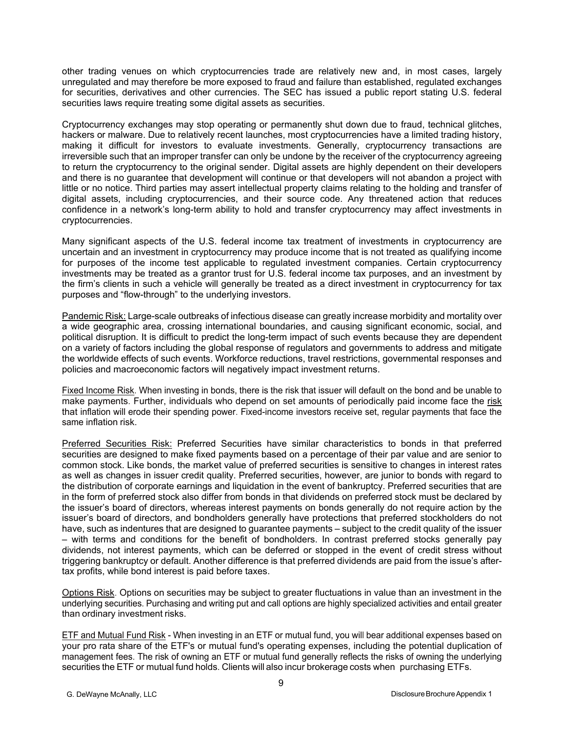other trading venues on which cryptocurrencies trade are relatively new and, in most cases, largely unregulated and may therefore be more exposed to fraud and failure than established, regulated exchanges for securities, derivatives and other currencies. The SEC has issued a public report stating U.S. federal securities laws require treating some digital assets as securities.

Cryptocurrency exchanges may stop operating or permanently shut down due to fraud, technical glitches, hackers or malware. Due to relatively recent launches, most cryptocurrencies have a limited trading history, making it difficult for investors to evaluate investments. Generally, cryptocurrency transactions are irreversible such that an improper transfer can only be undone by the receiver of the cryptocurrency agreeing to return the cryptocurrency to the original sender. Digital assets are highly dependent on their developers and there is no guarantee that development will continue or that developers will not abandon a project with little or no notice. Third parties may assert intellectual property claims relating to the holding and transfer of digital assets, including cryptocurrencies, and their source code. Any threatened action that reduces confidence in a network's long-term ability to hold and transfer cryptocurrency may affect investments in cryptocurrencies.

Many significant aspects of the U.S. federal income tax treatment of investments in cryptocurrency are uncertain and an investment in cryptocurrency may produce income that is not treated as qualifying income for purposes of the income test applicable to regulated investment companies. Certain cryptocurrency investments may be treated as a grantor trust for U.S. federal income tax purposes, and an investment by the firm's clients in such a vehicle will generally be treated as a direct investment in cryptocurrency for tax purposes and "flow-through" to the underlying investors.

Pandemic Risk: Large-scale outbreaks of infectious disease can greatly increase morbidity and mortality over a wide geographic area, crossing international boundaries, and causing significant economic, social, and political disruption. It is difficult to predict the long-term impact of such events because they are dependent on a variety of factors including the global response of regulators and governments to address and mitigate the worldwide effects of such events. Workforce reductions, travel restrictions, governmental responses and policies and macroeconomic factors will negatively impact investment returns.

Fixed Income Risk. When investing in bonds, there is the risk that issuer will default on the bond and be unable to make payments. Further, individuals who depend on set amounts of periodically paid income face the risk that inflation will erode their spending power. Fixed-income investors receive set, regular payments that face the same inflation risk.

Preferred Securities Risk: Preferred Securities have similar characteristics to bonds in that preferred securities are designed to make fixed payments based on a percentage of their par value and are senior to common stock. Like bonds, the market value of preferred securities is sensitive to changes in interest rates as well as changes in issuer credit quality. Preferred securities, however, are junior to bonds with regard to the distribution of corporate earnings and liquidation in the event of bankruptcy. Preferred securities that are in the form of preferred stock also differ from bonds in that dividends on preferred stock must be declared by the issuer's board of directors, whereas interest payments on bonds generally do not require action by the issuer's board of directors, and bondholders generally have protections that preferred stockholders do not have, such as indentures that are designed to guarantee payments – subject to the credit quality of the issuer – with terms and conditions for the benefit of bondholders. In contrast preferred stocks generally pay dividends, not interest payments, which can be deferred or stopped in the event of credit stress without triggering bankruptcy or default. Another difference is that preferred dividends are paid from the issue's after-tax profits, while bond interest is paid before taxes.

Options Risk. Options on securities may be subject to greater fluctuations in value than an investment in the underlying securities. Purchasing and writing put and call options are highly specialized activities and entail greater than ordinary investment risks.

ETF and Mutual Fund Risk - When investing in an ETF or mutual fund, you will bear additional expenses based on your pro rata share of the ETF's or mutual fund's operating expenses, including the potential duplication of management fees. The risk of owning an ETF or mutual fund generally reflects the risks of owning the underlying securities the ETF or mutual fund holds. Clients will also incur brokerage costs when purchasing ETFs.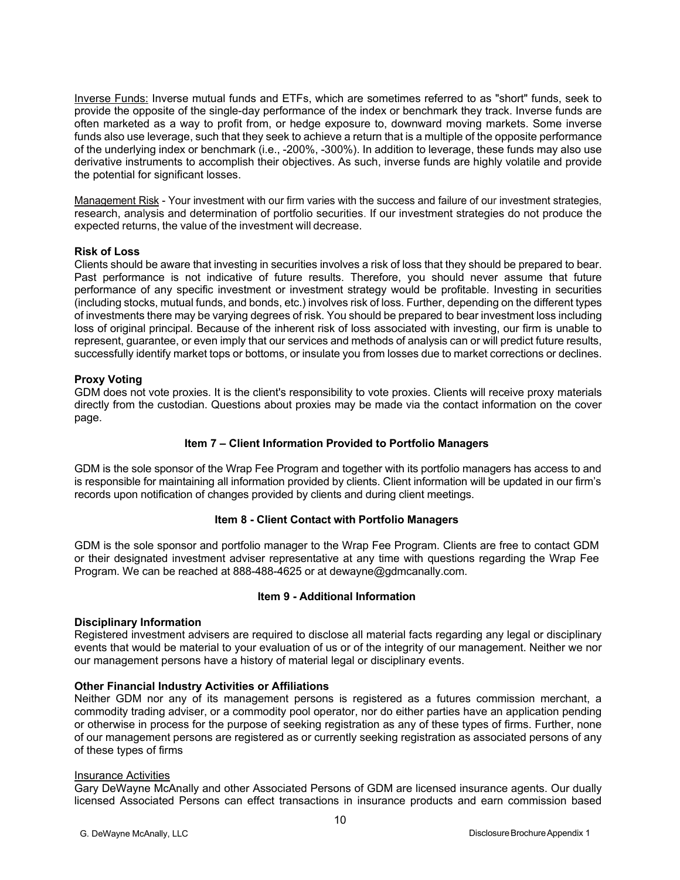Inverse Funds: Inverse mutual funds and ETFs, which are sometimes referred to as "short" funds, seek to provide the opposite of the single-day performance of the index or benchmark they track. Inverse funds are often marketed as a way to profit from, or hedge exposure to, downward moving markets. Some inverse funds also use leverage, such that they seek to achieve a return that is a multiple of the opposite performance of the underlying index or benchmark (i.e., -200%, -300%). In addition to leverage, these funds may also use derivative instruments to accomplish their objectives. As such, inverse funds are highly volatile and provide the potential for significant losses.

Management Risk - Your investment with our firm varies with the success and failure of our investment strategies, research, analysis and determination of portfolio securities. If our investment strategies do not produce the expected returns, the value of the investment will decrease.

**Risk of Loss**

Clients should be aware that investing in securities involves a risk of loss that they should be prepared to bear. Past performance is not indicative of future results. Therefore, you should never assume that future performance of any specific investment or investment strategy would be profitable. Investing in securities (including stocks, mutual funds, and bonds, etc.) involves risk of loss. Further, depending on the different types of investments there may be varying degrees of risk. You should be prepared to bear investment loss including loss of original principal. Because of the inherent risk of loss associated with investing, our firm is unable to represent, guarantee, or even imply that our services and methods of analysis can or will predict future results, successfully identify market tops or bottoms, or insulate you from losses due to market corrections or declines.

**Proxy Voting**

GDM does not vote proxies. It is the client's responsibility to vote proxies. Clients will receive proxy materials directly from the custodian. Questions about proxies may be made via the contact information on the cover page.

## Item 7 – Client Information Provided to Portfolio Managers

GDM is the sole sponsor of the Wrap Fee Program and together with its portfolio managers has access to and is responsible for maintaining all information provided by clients. Client information will be updated in our firm's records upon notification of changes provided by clients and during client meetings.

## Item 8 - Client Contact with Portfolio Managers

GDM is the sole sponsor and portfolio manager to the Wrap Fee Program. Clients are free to contact GDM or their designated investment adviser representative at any time with questions regarding the Wrap Fee Program. We can be reached at 888-488-4625 or at dewayne@gdmcanally.com.

## Item 9 - Additional Information

**Disciplinary Information**

Registered investment advisers are required to disclose all material facts regarding any legal or disciplinary events that would be material to your evaluation of us or of the integrity of our management. Neither we nor our management persons have a history of material legal or disciplinary events.

**Other Financial Industry Activities or Affiliations**

Neither GDM nor any of its management persons is registered as a futures commission merchant, a commodity trading adviser, or a commodity pool operator, nor do either parties have an application pending or otherwise in process for the purpose of seeking registration as any of these types of firms. Further, none of our management persons are registered as or currently seeking registration as associated persons of any of these types of firms

Insurance Activities

Gary DeWayne McAnally and other Associated Persons of GDM are licensed insurance agents. Our dually licensed Associated Persons can effect transactions in insurance products and earn commission based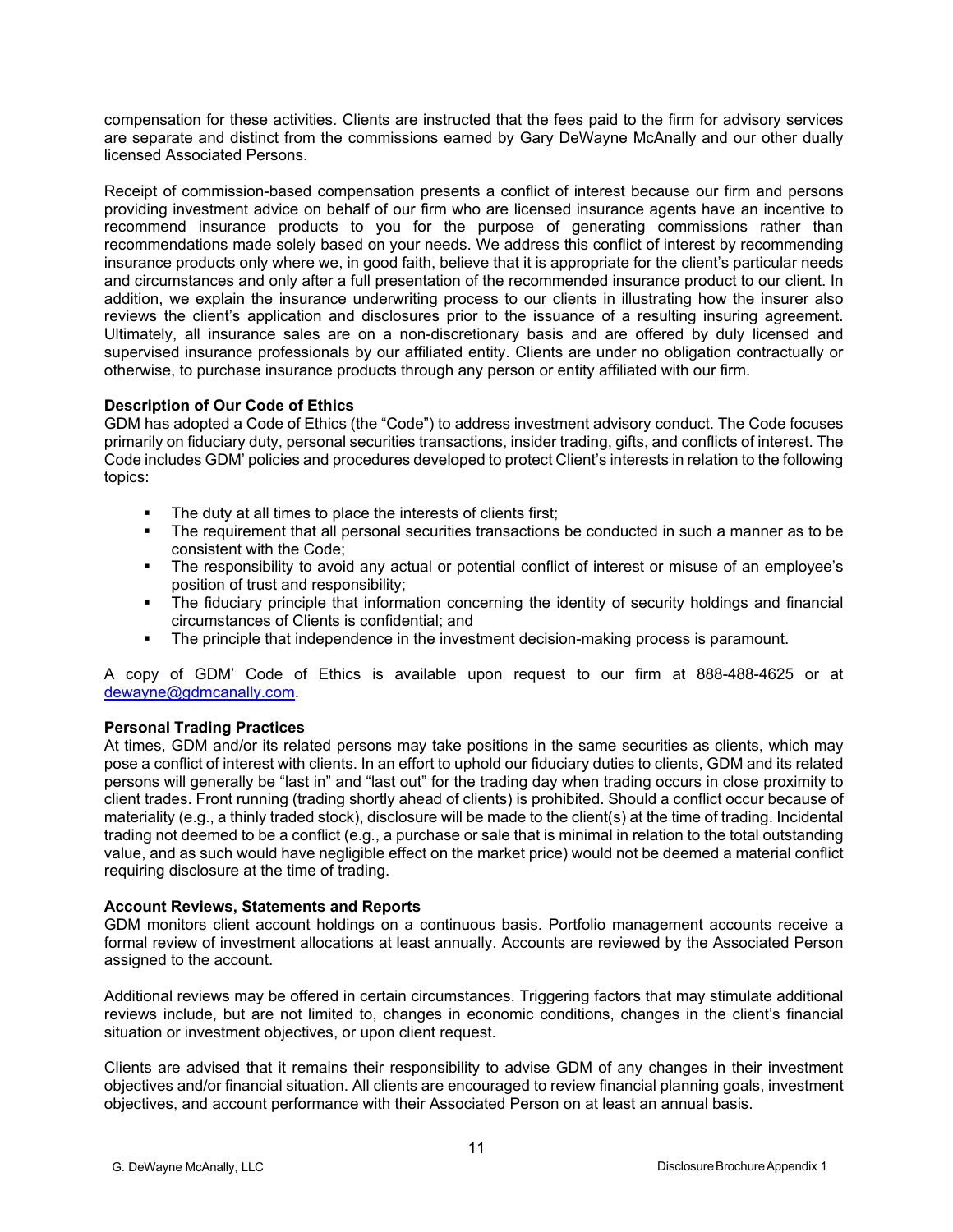compensation for these activities. Clients are instructed that the fees paid to the firm for advisory services are separate and distinct from the commissions earned by Gary DeWayne McAnally and our other dually licensed Associated Persons.

Receipt of commission-based compensation presents a conflict of interest because our firm and persons providing investment advice on behalf of our firm who are licensed insurance agents have an incentive to recommend insurance products to you for the purpose of generating commissions rather than recommendations made solely based on your needs. We address this conflict of interest by recommending insurance products only where we, in good faith, believe that it is appropriate for the client's particular needs and circumstances and only after a full presentation of the recommended insurance product to our client. In addition, we explain the insurance underwriting process to our clients in illustrating how the insurer also reviews the client's application and disclosures prior to the issuance of a resulting insuring agreement. Ultimately, all insurance sales are on a non-discretionary basis and are offered by duly licensed and supervised insurance professionals by our affiliated entity. Clients are under no obligation contractually or otherwise, to purchase insurance products through any person or entity affiliated with our firm.

**Description of Our Code of Ethics**

GDM has adopted a Code of Ethics (the "Code") to address investment advisory conduct. The Code focuses primarily on fiduciary duty, personal securities transactions, insider trading, gifts, and conflicts of interest. The Code includes GDM' policies and procedures developed to protect Client's interests in relation to the following topics:

- The duty at all times to place the interests of clients first;
- The requirement that all personal securities transactions be conducted in such a manner as to be consistent with the Code;
- The responsibility to avoid any actual or potential conflict of interest or misuse of an employee's position of trust and responsibility;
- The fiduciary principle that information concerning the identity of security holdings and financial circumstances of Clients is confidential; and
- The principle that independence in the investment decision-making process is paramount.

A copy of GDM' Code of Ethics is available upon request to our firm at 888-488-4625 or at dewayne@gdmcanally.com.

**Personal Trading Practices**

At times, GDM and/or its related persons may take positions in the same securities as clients, which may pose a conflict of interest with clients. In an effort to uphold our fiduciary duties to clients, GDM and its related persons will generally be "last in" and "last out" for the trading day when trading occurs in close proximity to client trades. Front running (trading shortly ahead of clients) is prohibited. Should a conflict occur because of materiality (e.g., a thinly traded stock), disclosure will be made to the client(s) at the time of trading. Incidental trading not deemed to be a conflict (e.g., a purchase or sale that is minimal in relation to the total outstanding value, and as such would have negligible effect on the market price) would not be deemed a material conflict requiring disclosure at the time of trading.

**Account Reviews, Statements and Reports**

GDM monitors client account holdings on a continuous basis. Portfolio management accounts receive a formal review of investment allocations at least annually. Accounts are reviewed by the Associated Person assigned to the account.

Additional reviews may be offered in certain circumstances. Triggering factors that may stimulate additional reviews include, but are not limited to, changes in economic conditions, changes in the client's financial situation or investment objectives, or upon client request.

Clients are advised that it remains their responsibility to advise GDM of any changes in their investment objectives and/or financial situation. All clients are encouraged to review financial planning goals, investment objectives, and account performance with their Associated Person on at least an annual basis.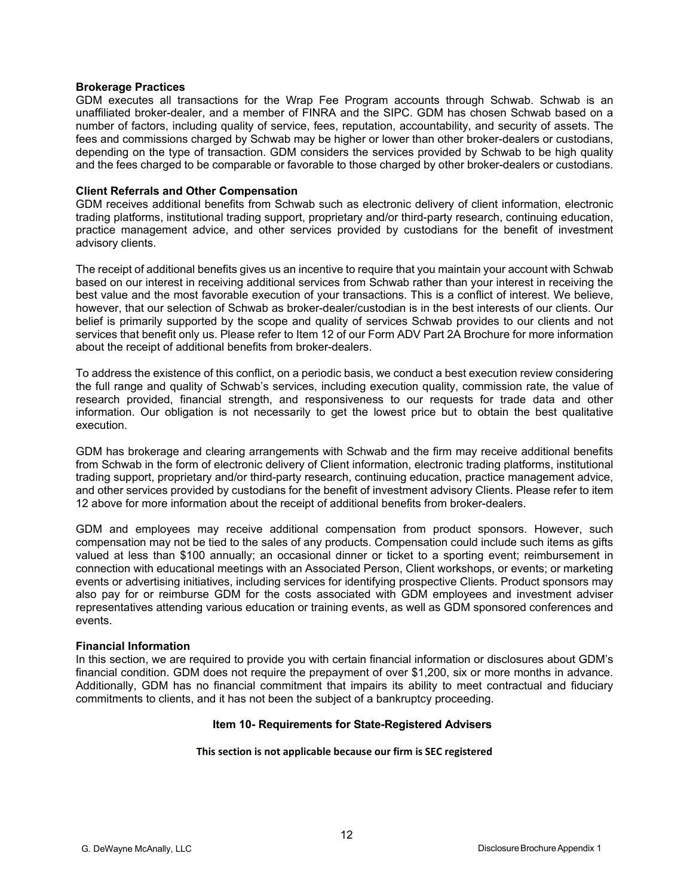**Brokerage Practices**

GDM executes all transactions for the Wrap Fee Program accounts through Schwab. Schwab is an unaffiliated broker-dealer, and a member of FINRA and the SIPC. GDM has chosen Schwab based on a number of factors, including quality of service, fees, reputation, accountability, and security of assets. The fees and commissions charged by Schwab may be higher or lower than other broker-dealers or custodians, depending on the type of transaction. GDM considers the services provided by Schwab to be high quality and the fees charged to be comparable or favorable to those charged by other broker-dealers or custodians.

**Client Referrals and Other Compensation**

GDM receives additional benefits from Schwab such as electronic delivery of client information, electronic trading platforms, institutional trading support, proprietary and/or third-party research, continuing education, practice management advice, and other services provided by custodians for the benefit of investment advisory clients.

The receipt of additional benefits gives us an incentive to require that you maintain your account with Schwab based on our interest in receiving additional services from Schwab rather than your interest in receiving the best value and the most favorable execution of your transactions. This is a conflict of interest. We believe, however, that our selection of Schwab as broker-dealer/custodian is in the best interests of our clients. Our belief is primarily supported by the scope and quality of services Schwab provides to our clients and not services that benefit only us. Please refer to Item 12 of our Form ADV Part 2A Brochure for more information about the receipt of additional benefits from broker-dealers.

To address the existence of this conflict, on a periodic basis, we conduct a best execution review considering the full range and quality of Schwab's services, including execution quality, commission rate, the value of research provided, financial strength, and responsiveness to our requests for trade data and other information. Our obligation is not necessarily to get the lowest price but to obtain the best qualitative execution.

GDM has brokerage and clearing arrangements with Schwab and the firm may receive additional benefits from Schwab in the form of electronic delivery of Client information, electronic trading platforms, institutional trading support, proprietary and/or third-party research, continuing education, practice management advice, and other services provided by custodians for the benefit of investment advisory Clients. Please refer to item 12 above for more information about the receipt of additional benefits from broker-dealers.

GDM and employees may receive additional compensation from product sponsors. However, such compensation may not be tied to the sales of any products. Compensation could include such items as gifts valued at less than $100 annually; an occasional dinner or ticket to a sporting event; reimbursement in connection with educational meetings with an Associated Person, Client workshops, or events; or marketing events or advertising initiatives, including services for identifying prospective Clients. Product sponsors may also pay for or reimburse GDM for the costs associated with GDM employees and investment adviser representatives attending various education or training events, as well as GDM sponsored conferences and events.

**Financial Information**

In this section, we are required to provide you with certain financial information or disclosures about GDM's financial condition. GDM does not require the prepayment of over $1,200, six or more months in advance. Additionally, GDM has no financial commitment that impairs its ability to meet contractual and fiduciary commitments to clients, and it has not been the subject of a bankruptcy proceeding.

## Item 10- Requirements for State-Registered Advisers

**This section is not applicable because our firm is SEC registered**